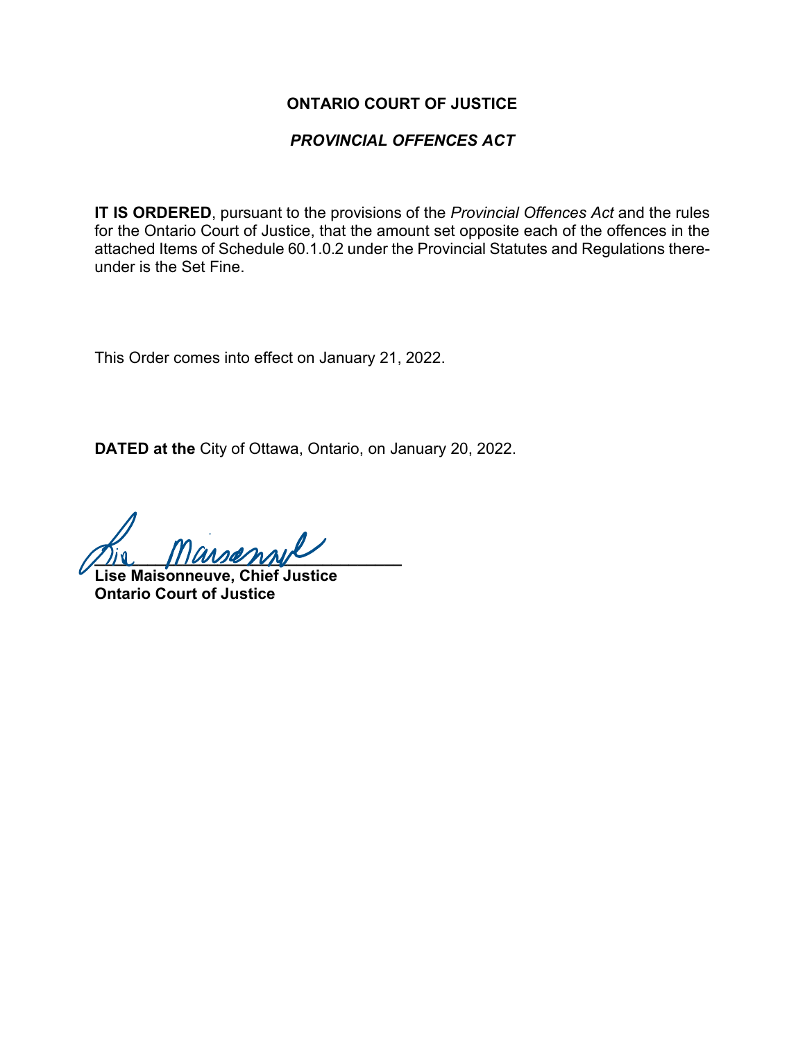**ONTARIO COURT OF JUSTICE**

***PROVINCIAL OFFENCES ACT***

**IT IS ORDERED**, pursuant to the provisions of the *Provincial Offences Act* and the rules for the Ontario Court of Justice, that the amount set opposite each of the offences in the attached Items of Schedule 60.1.0.2 under the Provincial Statutes and Regulations thereunder is the Set Fine.

This Order comes into effect on January 21, 2022.

**DATED at the** City of Ottawa, Ontario, on January 20, 2022.

**Lise Maisonneuve, Chief Justice**
**Ontario Court of Justice**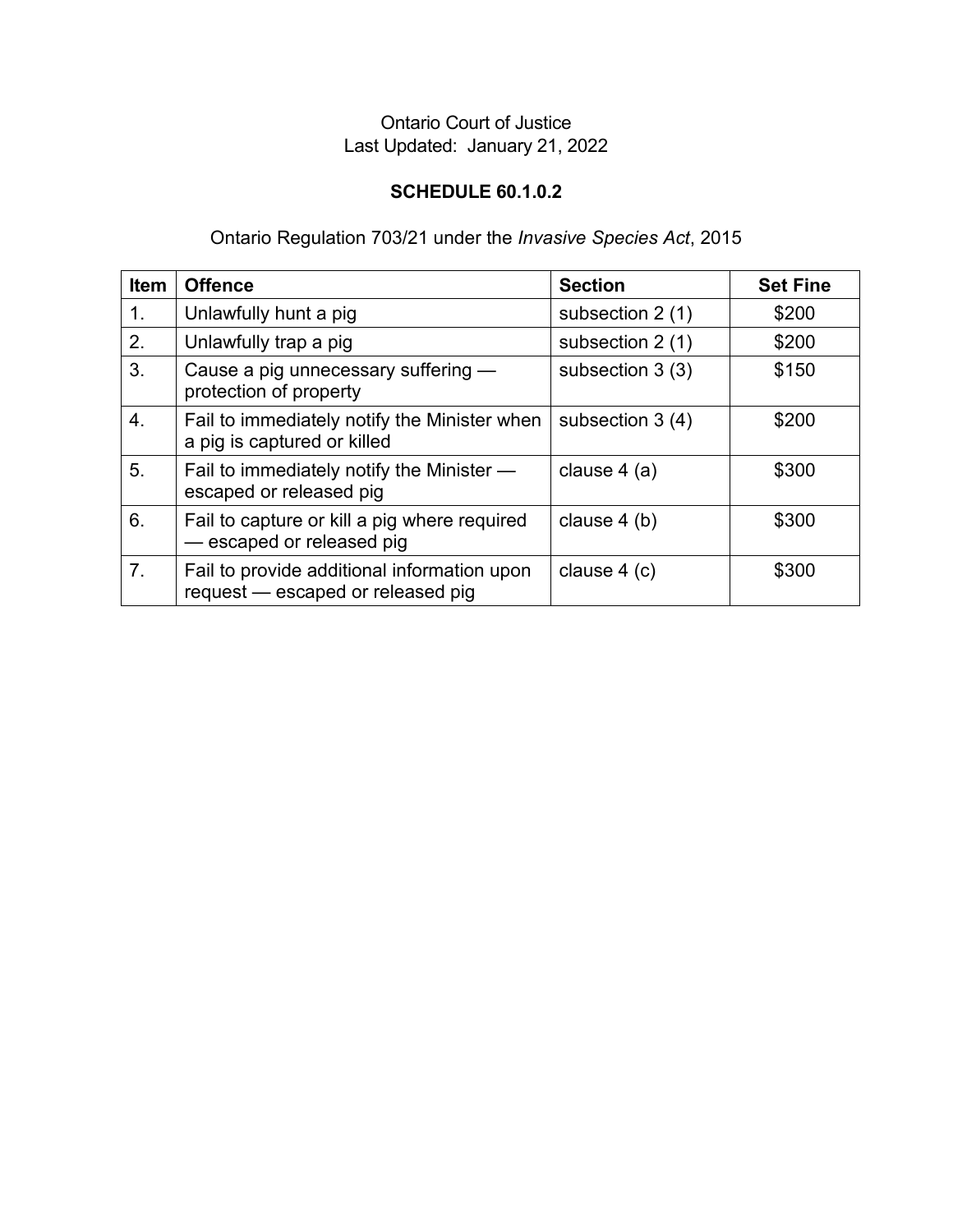Ontario Court of Justice
Last Updated: January 21, 2022

## SCHEDULE 60.1.0.2

Ontario Regulation 703/21 under the *Invasive Species Act*, 2015

| Item | Offence | Section | Set Fine |
|---|---|---|---|
| 1. | Unlawfully hunt a pig | subsection 2 (1) | $200 |
| 2. | Unlawfully trap a pig | subsection 2 (1) | $200 |
| 3. | Cause a pig unnecessary suffering — protection of property | subsection 3 (3) | $150 |
| 4. | Fail to immediately notify the Minister when a pig is captured or killed | subsection 3 (4) | $200 |
| 5. | Fail to immediately notify the Minister — escaped or released pig | clause 4 (a) | $300 |
| 6. | Fail to capture or kill a pig where required — escaped or released pig | clause 4 (b) | $300 |
| 7. | Fail to provide additional information upon request — escaped or released pig | clause 4 (c) | $300 |